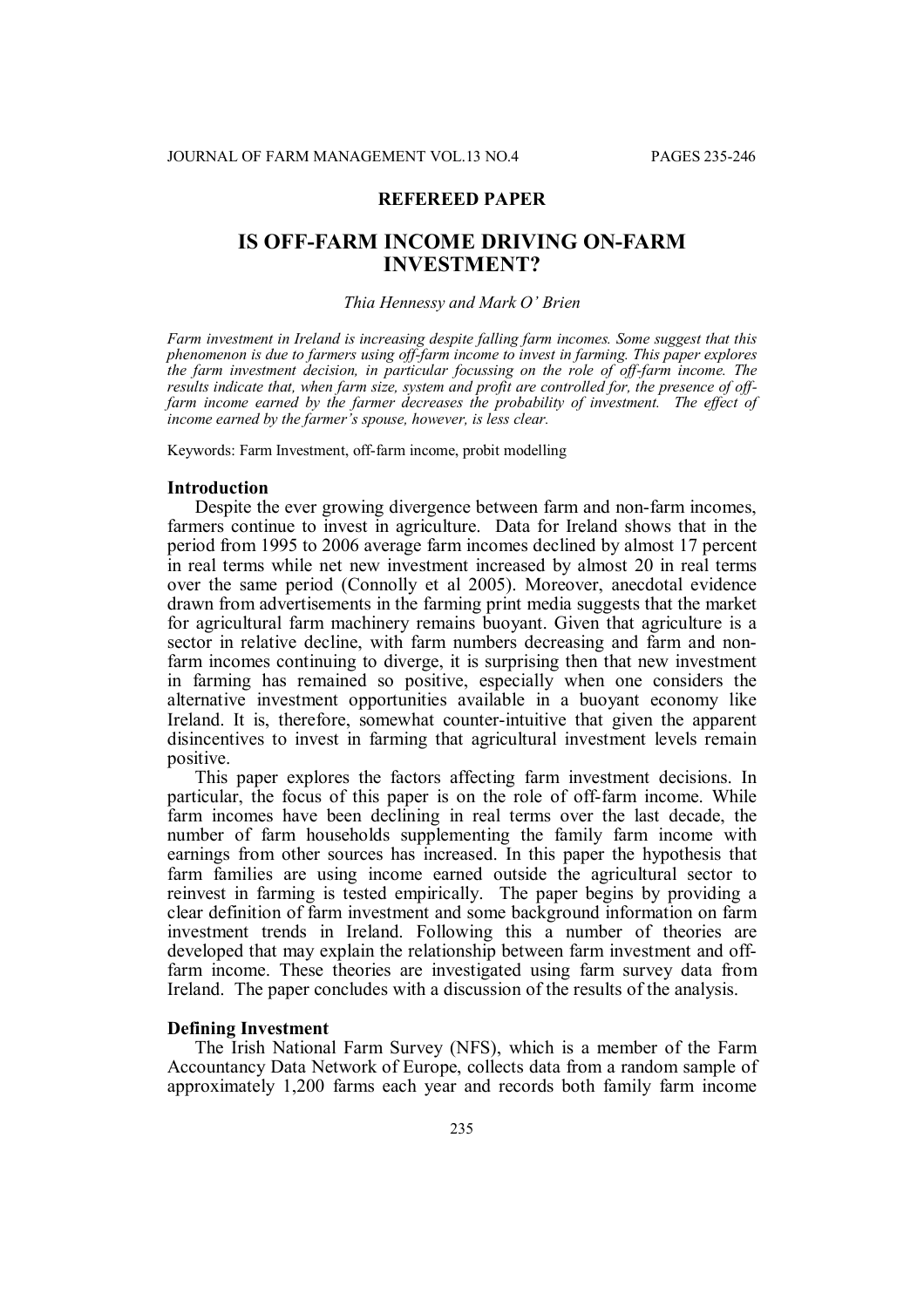**REFEREED PAPER**

# IS OFF-FARM INCOME DRIVING ON-FARM INVESTMENT?

*Thia Hennessy and Mark O' Brien*

*Farm investment in Ireland is increasing despite falling farm incomes. Some suggest that this phenomenon is due to farmers using off-farm income to invest in farming. This paper explores the farm investment decision, in particular focussing on the role of off-farm income. The results indicate that, when farm size, system and profit are controlled for, the presence of off-farm income earned by the farmer decreases the probability of investment. The effect of income earned by the farmer's spouse, however, is less clear.*

Keywords: Farm Investment, off-farm income, probit modelling

## Introduction

Despite the ever growing divergence between farm and non-farm incomes, farmers continue to invest in agriculture. Data for Ireland shows that in the period from 1995 to 2006 average farm incomes declined by almost 17 percent in real terms while net new investment increased by almost 20 in real terms over the same period (Connolly et al 2005). Moreover, anecdotal evidence drawn from advertisements in the farming print media suggests that the market for agricultural farm machinery remains buoyant. Given that agriculture is a sector in relative decline, with farm numbers decreasing and farm and non-farm incomes continuing to diverge, it is surprising then that new investment in farming has remained so positive, especially when one considers the alternative investment opportunities available in a buoyant economy like Ireland. It is, therefore, somewhat counter-intuitive that given the apparent disincentives to invest in farming that agricultural investment levels remain positive.

This paper explores the factors affecting farm investment decisions. In particular, the focus of this paper is on the role of off-farm income. While farm incomes have been declining in real terms over the last decade, the number of farm households supplementing the family farm income with earnings from other sources has increased. In this paper the hypothesis that farm families are using income earned outside the agricultural sector to reinvest in farming is tested empirically. The paper begins by providing a clear definition of farm investment and some background information on farm investment trends in Ireland. Following this a number of theories are developed that may explain the relationship between farm investment and off-farm income. These theories are investigated using farm survey data from Ireland. The paper concludes with a discussion of the results of the analysis.

## Defining Investment

The Irish National Farm Survey (NFS), which is a member of the Farm Accountancy Data Network of Europe, collects data from a random sample of approximately 1,200 farms each year and records both family farm income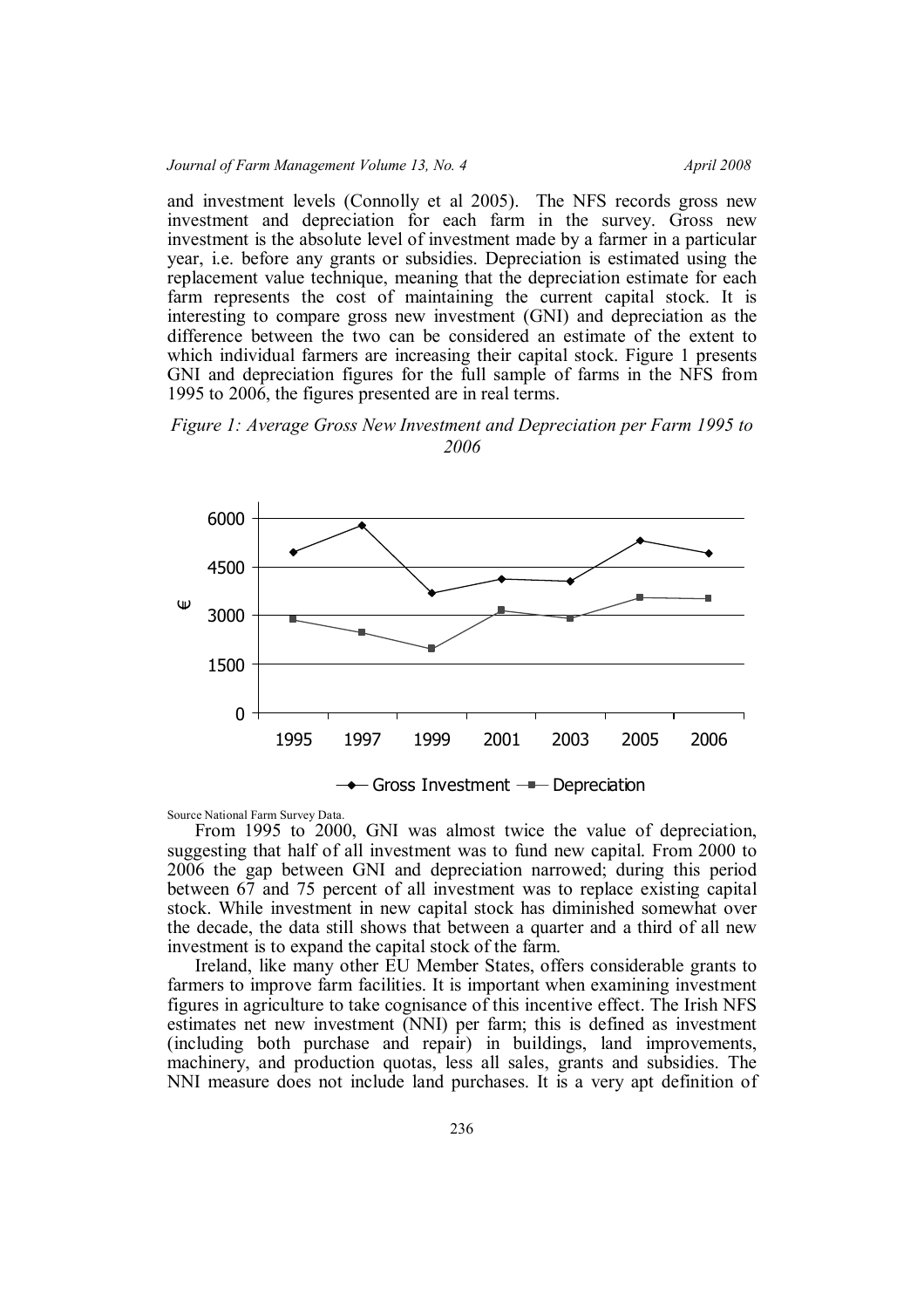and investment levels (Connolly et al 2005). The NFS records gross new investment and depreciation for each farm in the survey. Gross new investment is the absolute level of investment made by a farmer in a particular year, i.e. before any grants or subsidies. Depreciation is estimated using the replacement value technique, meaning that the depreciation estimate for each farm represents the cost of maintaining the current capital stock. It is interesting to compare gross new investment (GNI) and depreciation as the difference between the two can be considered an estimate of the extent to which individual farmers are increasing their capital stock. Figure 1 presents GNI and depreciation figures for the full sample of farms in the NFS from 1995 to 2006, the figures presented are in real terms.

*Figure 1: Average Gross New Investment and Depreciation per Farm 1995 to 2006*

Source National Farm Survey Data.

From 1995 to 2000, GNI was almost twice the value of depreciation, suggesting that half of all investment was to fund new capital. From 2000 to 2006 the gap between GNI and depreciation narrowed; during this period between 67 and 75 percent of all investment was to replace existing capital stock. While investment in new capital stock has diminished somewhat over the decade, the data still shows that between a quarter and a third of all new investment is to expand the capital stock of the farm.

Ireland, like many other EU Member States, offers considerable grants to farmers to improve farm facilities. It is important when examining investment figures in agriculture to take cognisance of this incentive effect. The Irish NFS estimates net new investment (NNI) per farm; this is defined as investment (including both purchase and repair) in buildings, land improvements, machinery, and production quotas, less all sales, grants and subsidies. The NNI measure does not include land purchases. It is a very apt definition of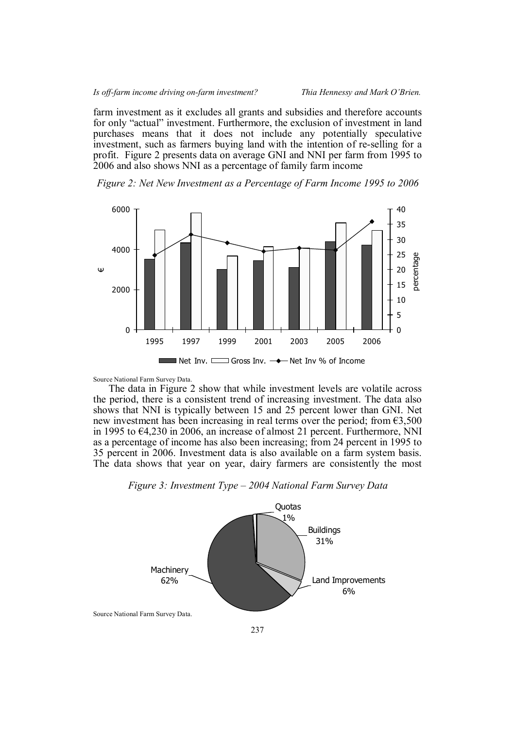farm investment as it excludes all grants and subsidies and therefore accounts for only "actual" investment. Furthermore, the exclusion of investment in land purchases means that it does not include any potentially speculative investment, such as farmers buying land with the intention of re-selling for a profit. Figure 2 presents data on average GNI and NNI per farm from 1995 to 2006 and also shows NNI as a percentage of family farm income

*Figure 2: Net New Investment as a Percentage of Farm Income 1995 to 2006*

Source National Farm Survey Data.

The data in Figure 2 show that while investment levels are volatile across the period, there is a consistent trend of increasing investment. The data also shows that NNI is typically between 15 and 25 percent lower than GNI. Net new investment has been increasing in real terms over the period; from €3,500 in 1995 to €4,230 in 2006, an increase of almost 21 percent. Furthermore, NNI as a percentage of income has also been increasing; from 24 percent in 1995 to 35 percent in 2006. Investment data is also available on a farm system basis. The data shows that year on year, dairy farmers are consistently the most

*Figure 3: Investment Type – 2004 National Farm Survey Data*

Source National Farm Survey Data.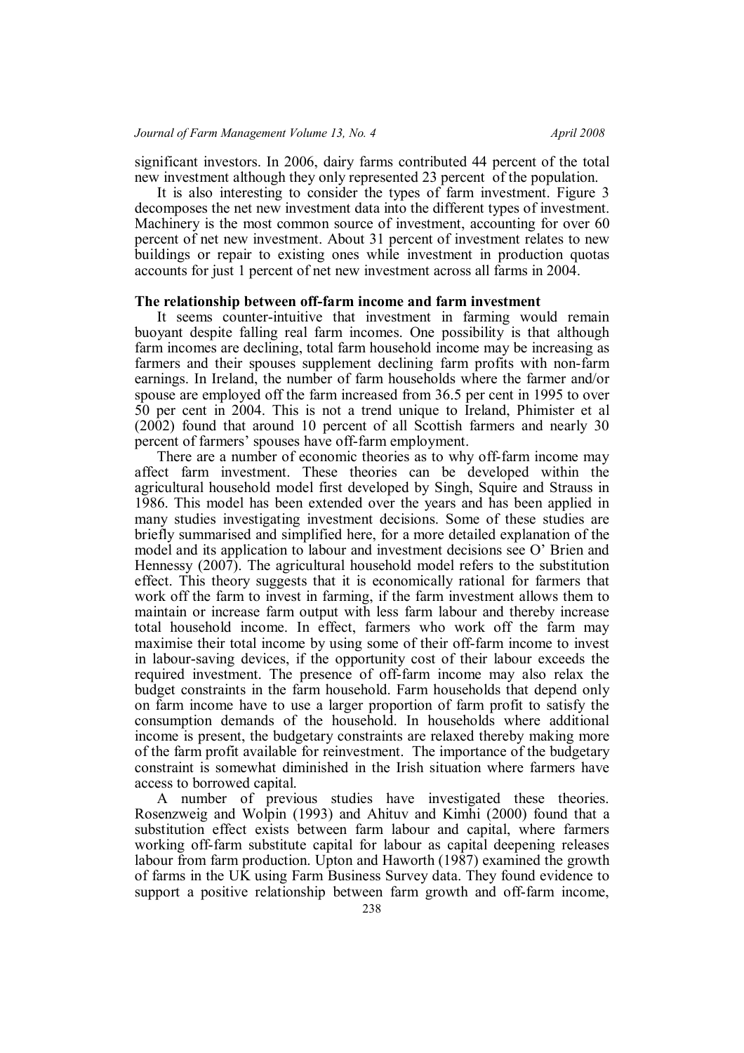significant investors. In 2006, dairy farms contributed 44 percent of the total new investment although they only represented 23 percent of the population.

It is also interesting to consider the types of farm investment. Figure 3 decomposes the net new investment data into the different types of investment. Machinery is the most common source of investment, accounting for over 60 percent of net new investment. About 31 percent of investment relates to new buildings or repair to existing ones while investment in production quotas accounts for just 1 percent of net new investment across all farms in 2004.

### The relationship between off-farm income and farm investment

It seems counter-intuitive that investment in farming would remain buoyant despite falling real farm incomes. One possibility is that although farm incomes are declining, total farm household income may be increasing as farmers and their spouses supplement declining farm profits with non-farm earnings. In Ireland, the number of farm households where the farmer and/or spouse are employed off the farm increased from 36.5 per cent in 1995 to over 50 per cent in 2004. This is not a trend unique to Ireland, Phimister et al (2002) found that around 10 percent of all Scottish farmers and nearly 30 percent of farmers' spouses have off-farm employment.

There are a number of economic theories as to why off-farm income may affect farm investment. These theories can be developed within the agricultural household model first developed by Singh, Squire and Strauss in 1986. This model has been extended over the years and has been applied in many studies investigating investment decisions. Some of these studies are briefly summarised and simplified here, for a more detailed explanation of the model and its application to labour and investment decisions see O' Brien and Hennessy (2007). The agricultural household model refers to the substitution effect. This theory suggests that it is economically rational for farmers that work off the farm to invest in farming, if the farm investment allows them to maintain or increase farm output with less farm labour and thereby increase total household income. In effect, farmers who work off the farm may maximise their total income by using some of their off-farm income to invest in labour-saving devices, if the opportunity cost of their labour exceeds the required investment. The presence of off-farm income may also relax the budget constraints in the farm household. Farm households that depend only on farm income have to use a larger proportion of farm profit to satisfy the consumption demands of the household. In households where additional income is present, the budgetary constraints are relaxed thereby making more of the farm profit available for reinvestment. The importance of the budgetary constraint is somewhat diminished in the Irish situation where farmers have access to borrowed capital.

A number of previous studies have investigated these theories. Rosenzweig and Wolpin (1993) and Ahituv and Kimhi (2000) found that a substitution effect exists between farm labour and capital, where farmers working off-farm substitute capital for labour as capital deepening releases labour from farm production. Upton and Haworth (1987) examined the growth of farms in the UK using Farm Business Survey data. They found evidence to support a positive relationship between farm growth and off-farm income,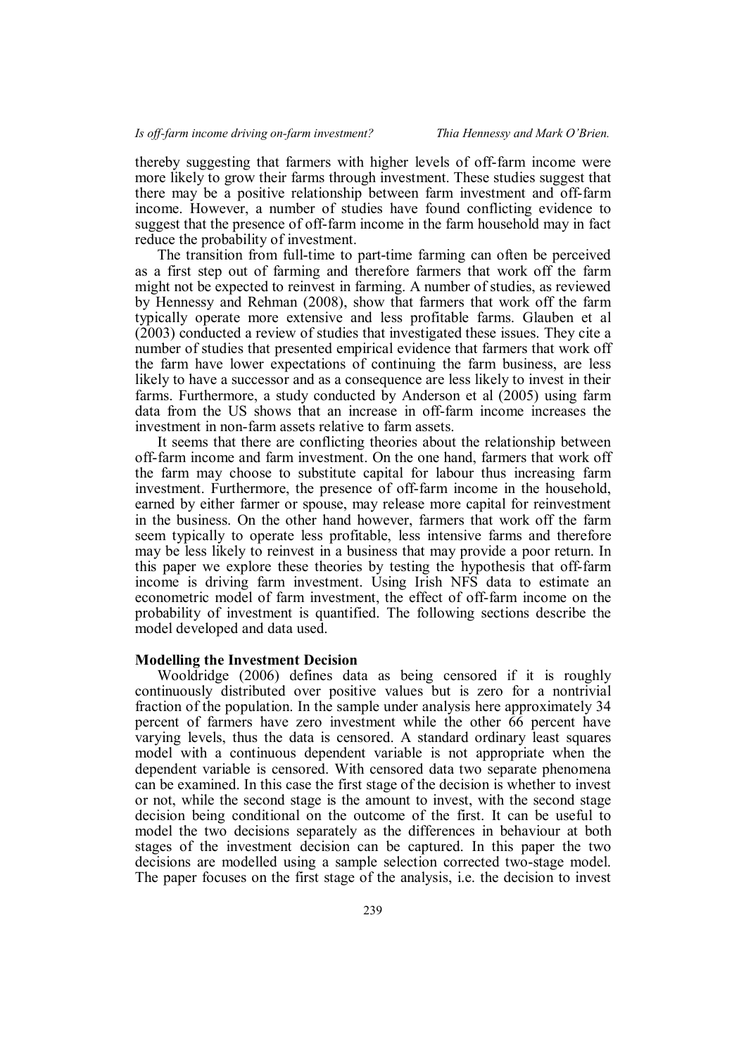thereby suggesting that farmers with higher levels of off-farm income were more likely to grow their farms through investment. These studies suggest that there may be a positive relationship between farm investment and off-farm income. However, a number of studies have found conflicting evidence to suggest that the presence of off-farm income in the farm household may in fact reduce the probability of investment.

The transition from full-time to part-time farming can often be perceived as a first step out of farming and therefore farmers that work off the farm might not be expected to reinvest in farming. A number of studies, as reviewed by Hennessy and Rehman (2008), show that farmers that work off the farm typically operate more extensive and less profitable farms. Glauben et al (2003) conducted a review of studies that investigated these issues. They cite a number of studies that presented empirical evidence that farmers that work off the farm have lower expectations of continuing the farm business, are less likely to have a successor and as a consequence are less likely to invest in their farms. Furthermore, a study conducted by Anderson et al (2005) using farm data from the US shows that an increase in off-farm income increases the investment in non-farm assets relative to farm assets.

It seems that there are conflicting theories about the relationship between off-farm income and farm investment. On the one hand, farmers that work off the farm may choose to substitute capital for labour thus increasing farm investment. Furthermore, the presence of off-farm income in the household, earned by either farmer or spouse, may release more capital for reinvestment in the business. On the other hand however, farmers that work off the farm seem typically to operate less profitable, less intensive farms and therefore may be less likely to reinvest in a business that may provide a poor return. In this paper we explore these theories by testing the hypothesis that off-farm income is driving farm investment. Using Irish NFS data to estimate an econometric model of farm investment, the effect of off-farm income on the probability of investment is quantified. The following sections describe the model developed and data used.

## Modelling the Investment Decision

Wooldridge (2006) defines data as being censored if it is roughly continuously distributed over positive values but is zero for a nontrivial fraction of the population. In the sample under analysis here approximately 34 percent of farmers have zero investment while the other 66 percent have varying levels, thus the data is censored. A standard ordinary least squares model with a continuous dependent variable is not appropriate when the dependent variable is censored. With censored data two separate phenomena can be examined. In this case the first stage of the decision is whether to invest or not, while the second stage is the amount to invest, with the second stage decision being conditional on the outcome of the first. It can be useful to model the two decisions separately as the differences in behaviour at both stages of the investment decision can be captured. In this paper the two decisions are modelled using a sample selection corrected two-stage model. The paper focuses on the first stage of the analysis, i.e. the decision to invest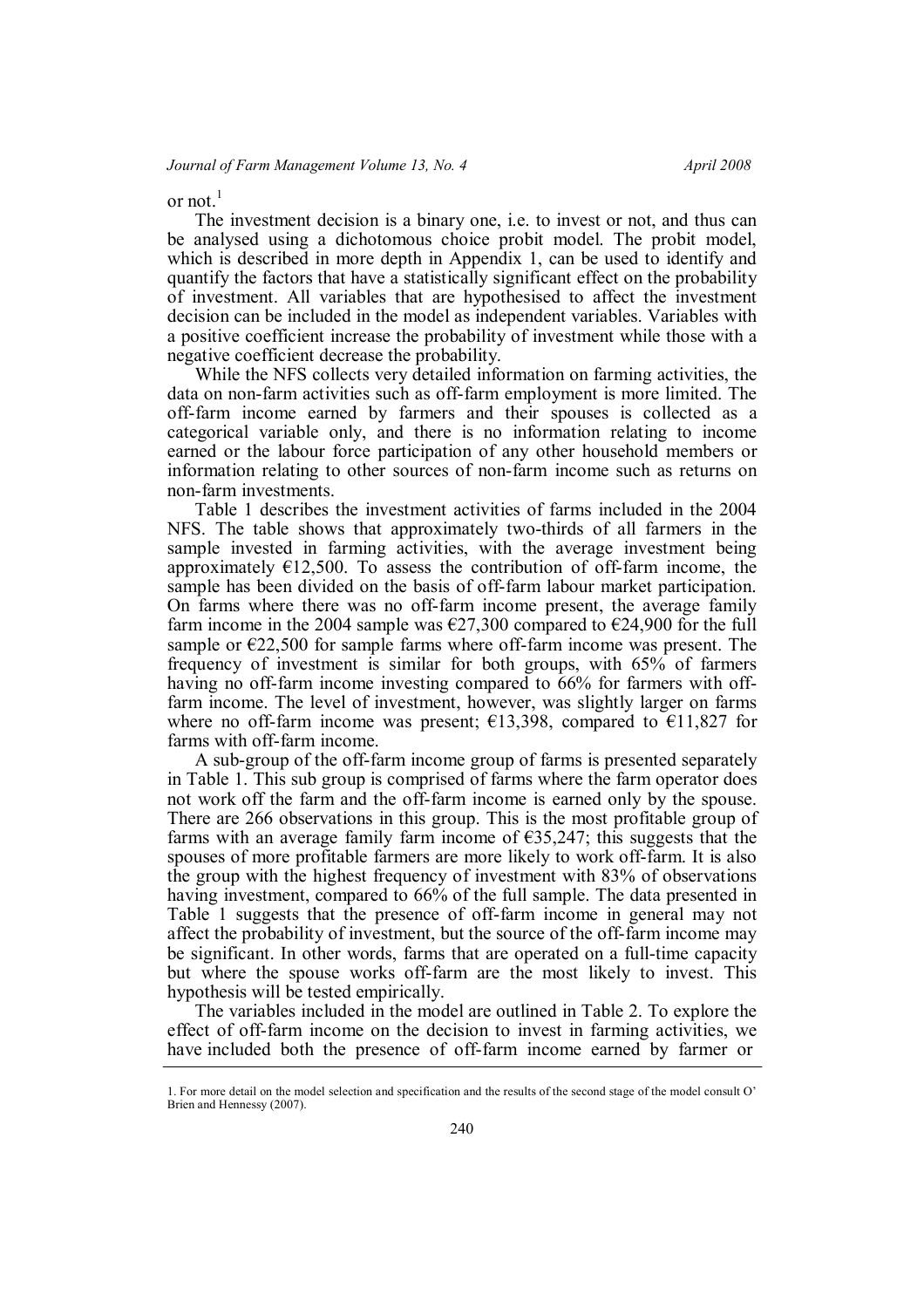or not.[1]

The investment decision is a binary one, i.e. to invest or not, and thus can be analysed using a dichotomous choice probit model. The probit model, which is described in more depth in Appendix 1, can be used to identify and quantify the factors that have a statistically significant effect on the probability of investment. All variables that are hypothesised to affect the investment decision can be included in the model as independent variables. Variables with a positive coefficient increase the probability of investment while those with a negative coefficient decrease the probability.

While the NFS collects very detailed information on farming activities, the data on non-farm activities such as off-farm employment is more limited. The off-farm income earned by farmers and their spouses is collected as a categorical variable only, and there is no information relating to income earned or the labour force participation of any other household members or information relating to other sources of non-farm income such as returns on non-farm investments.

Table 1 describes the investment activities of farms included in the 2004 NFS. The table shows that approximately two-thirds of all farmers in the sample invested in farming activities, with the average investment being approximately €12,500. To assess the contribution of off-farm income, the sample has been divided on the basis of off-farm labour market participation. On farms where there was no off-farm income present, the average family farm income in the 2004 sample was €27,300 compared to €24,900 for the full sample or €22,500 for sample farms where off-farm income was present. The frequency of investment is similar for both groups, with 65% of farmers having no off-farm income investing compared to 66% for farmers with off-farm income. The level of investment, however, was slightly larger on farms where no off-farm income was present; €13,398, compared to €11,827 for farms with off-farm income.

A sub-group of the off-farm income group of farms is presented separately in Table 1. This sub group is comprised of farms where the farm operator does not work off the farm and the off-farm income is earned only by the spouse. There are 266 observations in this group. This is the most profitable group of farms with an average family farm income of €35,247; this suggests that the spouses of more profitable farmers are more likely to work off-farm. It is also the group with the highest frequency of investment with 83% of observations having investment, compared to 66% of the full sample. The data presented in Table 1 suggests that the presence of off-farm income in general may not affect the probability of investment, but the source of the off-farm income may be significant. In other words, farms that are operated on a full-time capacity but where the spouse works off-farm are the most likely to invest. This hypothesis will be tested empirically.

The variables included in the model are outlined in Table 2. To explore the effect of off-farm income on the decision to invest in farming activities, we have included both the presence of off-farm income earned by farmer or

---

1. For more detail on the model selection and specification and the results of the second stage of the model consult O' Brien and Hennessy (2007).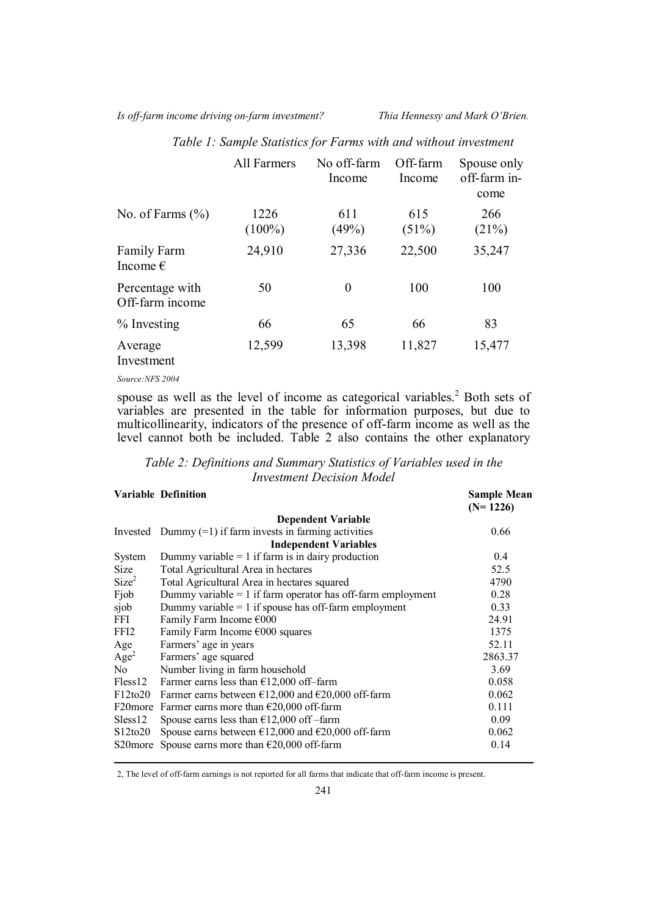*Table 1: Sample Statistics for Farms with and without investment*

| | All Farmers | No off-farm Income | Off-farm Income | Spouse only off-farm income |
|---|---|---|---|---|
| No. of Farms (%) | 1226 (100%) | 611 (49%) | 615 (51%) | 266 (21%) |
| Family Farm Income € | 24,910 | 27,336 | 22,500 | 35,247 |
| Percentage with Off-farm income | 50 | 0 | 100 | 100 |
| % Investing | 66 | 65 | 66 | 83 |
| Average Investment | 12,599 | 13,398 | 11,827 | 15,477 |

*Source:NFS 2004*

spouse as well as the level of income as categorical variables.[2] Both sets of variables are presented in the table for information purposes, but due to multicollinearity, indicators of the presence of off-farm income as well as the level cannot both be included. Table 2 also contains the other explanatory

*Table 2: Definitions and Summary Statistics of Variables used in the Investment Decision Model*

| Variable | Definition | Sample Mean (N= 1226) |
|---|---|---|
| | **Dependent Variable** | |
| Invested | Dummy (=1) if farm invests in farming activities | 0.66 |
| | **Independent Variables** | |
| System | Dummy variable = 1 if farm is in dairy production | 0.4 |
| Size | Total Agricultural Area in hectares | 52.5 |
| $Size^2$ | Total Agricultural Area in hectares squared | 4790 |
| Fjob | Dummy variable = 1 if farm operator has off-farm employment | 0.28 |
| sjob | Dummy variable = 1 if spouse has off-farm employment | 0.33 |
| FFI | Family Farm Income €000 | 24.91 |
| FFI2 | Family Farm Income €000 squares | 1375 |
| Age | Farmers' age in years | 52.11 |
| $Age^2$ | Farmers' age squared | 2863.37 |
| No | Number living in farm household | 3.69 |
| Fless12 | Farmer earns less than €12,000 off–farm | 0.058 |
| F12to20 | Farmer earns between €12,000 and €20,000 off-farm | 0.062 |
| F20more | Farmer earns more than €20,000 off-farm | 0.111 |
| Sless12 | Spouse earns less than €12,000 off –farm | 0.09 |
| S12to20 | Spouse earns between €12,000 and €20,000 off-farm | 0.062 |
| S20more | Spouse earns more than €20,000 off-farm | 0.14 |

2, The level of off-farm earnings is not reported for all farms that indicate that off-farm income is present.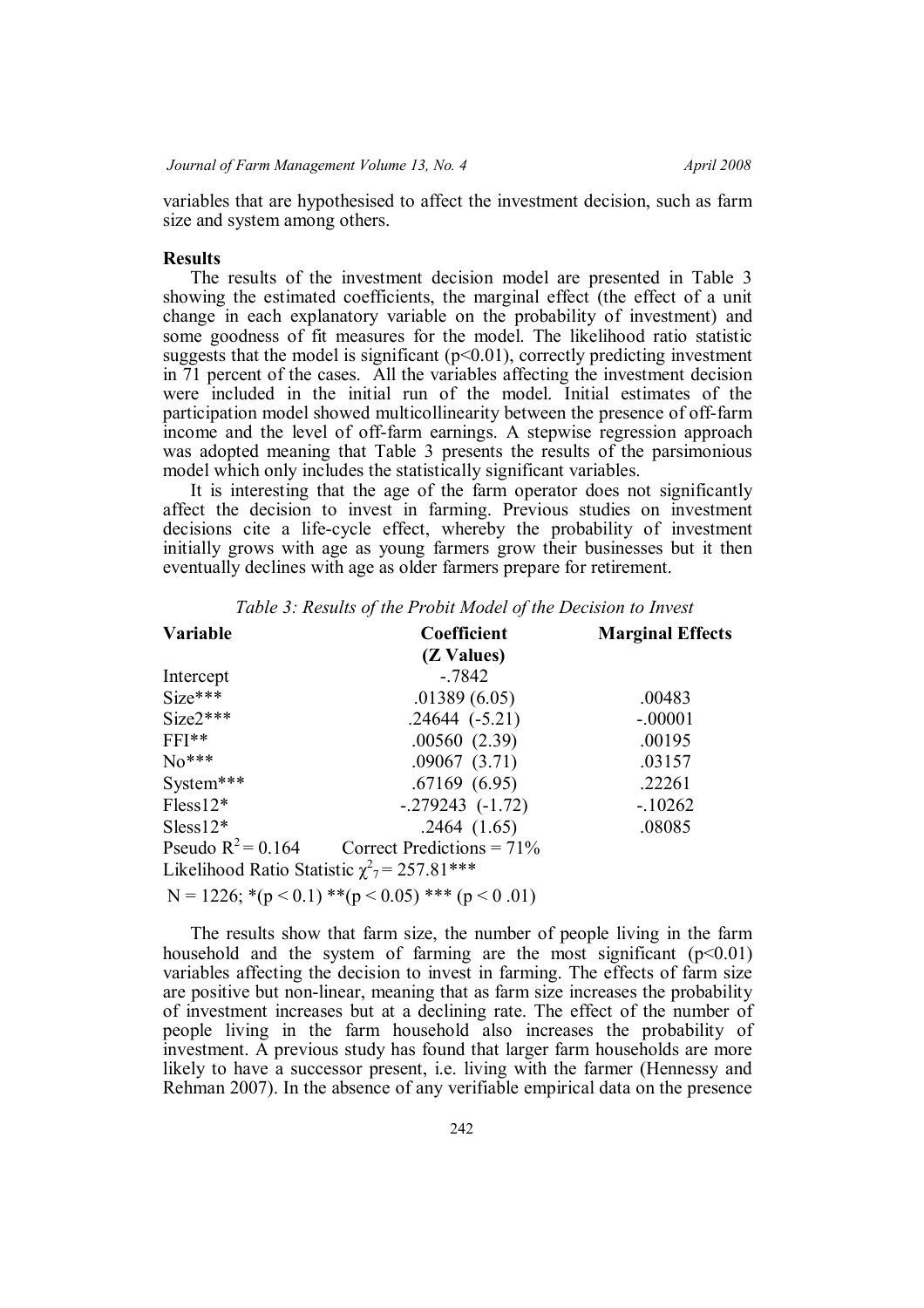variables that are hypothesised to affect the investment decision, such as farm size and system among others.

**Results**

The results of the investment decision model are presented in Table 3 showing the estimated coefficients, the marginal effect (the effect of a unit change in each explanatory variable on the probability of investment) and some goodness of fit measures for the model. The likelihood ratio statistic suggests that the model is significant ($p<0.01$), correctly predicting investment in 71 percent of the cases. All the variables affecting the investment decision were included in the initial run of the model. Initial estimates of the participation model showed multicollinearity between the presence of off-farm income and the level of off-farm earnings. A stepwise regression approach was adopted meaning that Table 3 presents the results of the parsimonious model which only includes the statistically significant variables.

It is interesting that the age of the farm operator does not significantly affect the decision to invest in farming. Previous studies on investment decisions cite a life-cycle effect, whereby the probability of investment initially grows with age as young farmers grow their businesses but it then eventually declines with age as older farmers prepare for retirement.

*Table 3: Results of the Probit Model of the Decision to Invest*

| Variable | Coefficient (Z Values) | Marginal Effects |
|---|---|---|
| Intercept | -.7842 | |
| Size*** | .01389 (6.05) | .00483 |
| Size2*** | .24644 (-5.21) | -.00001 |
| FFI** | .00560 (2.39) | .00195 |
| No*** | .09067 (3.71) | .03157 |
| System*** | .67169 (6.95) | .22261 |
| Fless12* | -.279243 (-1.72) | -.10262 |
| Sless12* | .2464 (1.65) | .08085 |
| Pseudo $R^2 = 0.164$ | Correct Predictions = 71% | |
| Likelihood Ratio Statistic $\chi^2_7 = 257.81$*** | | |
| N = 1226; *($p < 0.1$) **($p < 0.05$) *** ($p < 0.01$) | | |

The results show that farm size, the number of people living in the farm household and the system of farming are the most significant ($p<0.01$) variables affecting the decision to invest in farming. The effects of farm size are positive but non-linear, meaning that as farm size increases the probability of investment increases but at a declining rate. The effect of the number of people living in the farm household also increases the probability of investment. A previous study has found that larger farm households are more likely to have a successor present, i.e. living with the farmer (Hennessy and Rehman 2007). In the absence of any verifiable empirical data on the presence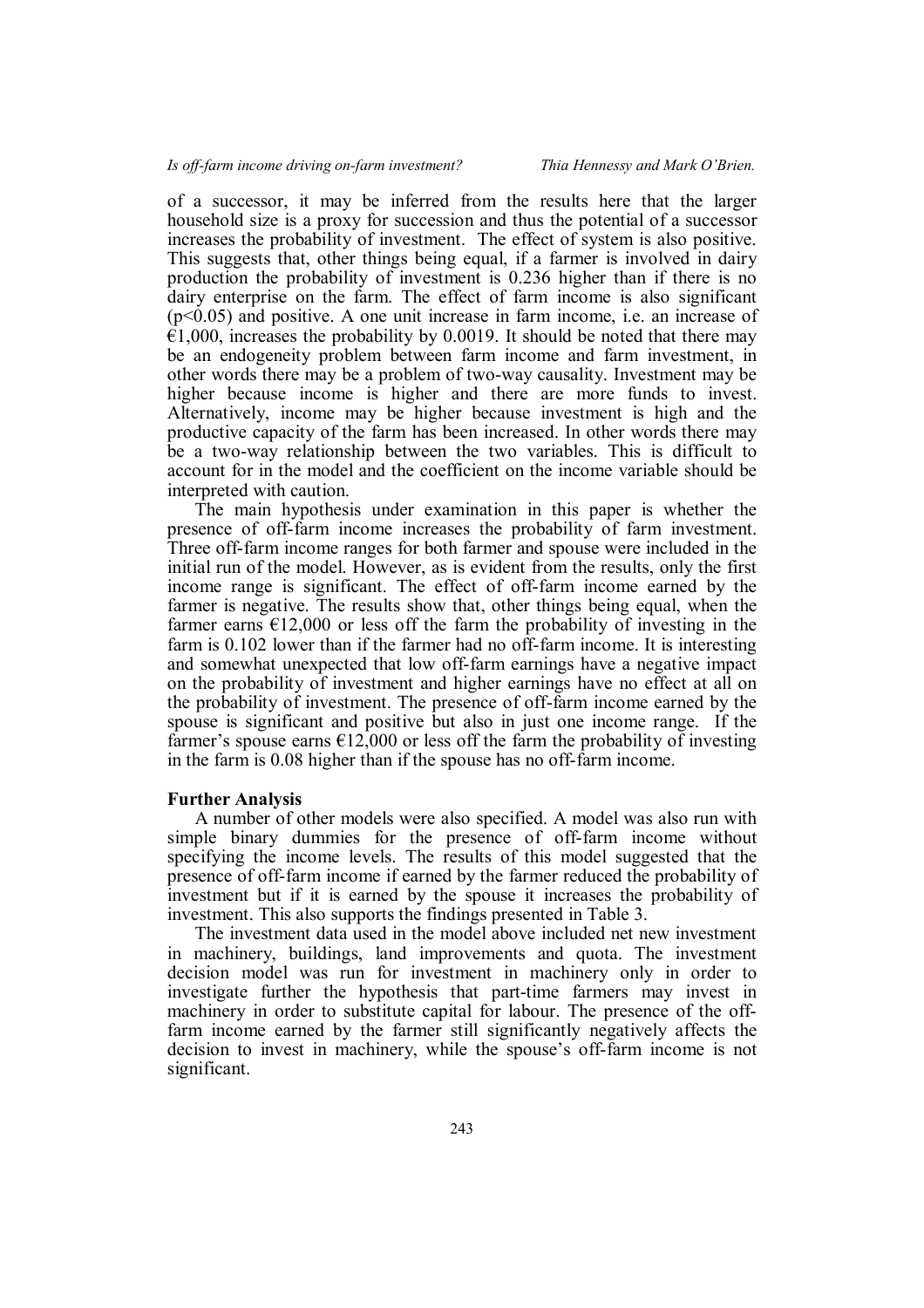of a successor, it may be inferred from the results here that the larger household size is a proxy for succession and thus the potential of a successor increases the probability of investment. The effect of system is also positive. This suggests that, other things being equal, if a farmer is involved in dairy production the probability of investment is 0.236 higher than if there is no dairy enterprise on the farm. The effect of farm income is also significant ($p<0.05$) and positive. A one unit increase in farm income, i.e. an increase of €1,000, increases the probability by 0.0019. It should be noted that there may be an endogeneity problem between farm income and farm investment, in other words there may be a problem of two-way causality. Investment may be higher because income is higher and there are more funds to invest. Alternatively, income may be higher because investment is high and the productive capacity of the farm has been increased. In other words there may be a two-way relationship between the two variables. This is difficult to account for in the model and the coefficient on the income variable should be interpreted with caution.

The main hypothesis under examination in this paper is whether the presence of off-farm income increases the probability of farm investment. Three off-farm income ranges for both farmer and spouse were included in the initial run of the model. However, as is evident from the results, only the first income range is significant. The effect of off-farm income earned by the farmer is negative. The results show that, other things being equal, when the farmer earns €12,000 or less off the farm the probability of investing in the farm is 0.102 lower than if the farmer had no off-farm income. It is interesting and somewhat unexpected that low off-farm earnings have a negative impact on the probability of investment and higher earnings have no effect at all on the probability of investment. The presence of off-farm income earned by the spouse is significant and positive but also in just one income range. If the farmer's spouse earns €12,000 or less off the farm the probability of investing in the farm is 0.08 higher than if the spouse has no off-farm income.

**Further Analysis**

A number of other models were also specified. A model was also run with simple binary dummies for the presence of off-farm income without specifying the income levels. The results of this model suggested that the presence of off-farm income if earned by the farmer reduced the probability of investment but if it is earned by the spouse it increases the probability of investment. This also supports the findings presented in Table 3.

The investment data used in the model above included net new investment in machinery, buildings, land improvements and quota. The investment decision model was run for investment in machinery only in order to investigate further the hypothesis that part-time farmers may invest in machinery in order to substitute capital for labour. The presence of the off-farm income earned by the farmer still significantly negatively affects the decision to invest in machinery, while the spouse's off-farm income is not significant.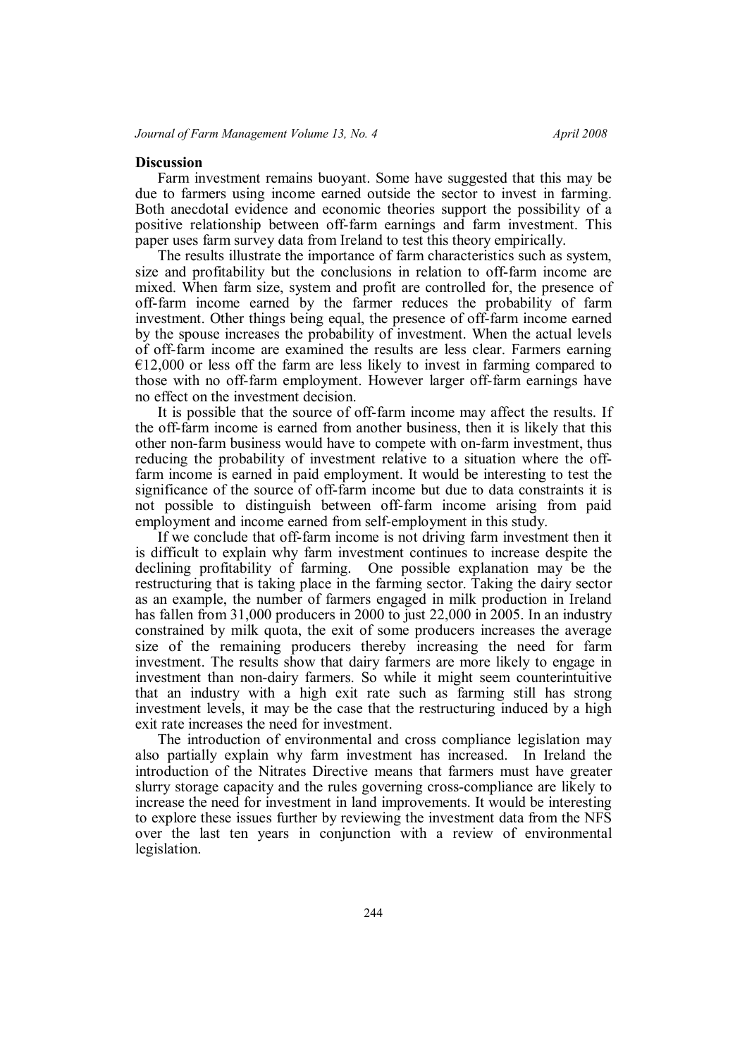## Discussion

Farm investment remains buoyant. Some have suggested that this may be due to farmers using income earned outside the sector to invest in farming. Both anecdotal evidence and economic theories support the possibility of a positive relationship between off-farm earnings and farm investment. This paper uses farm survey data from Ireland to test this theory empirically.

The results illustrate the importance of farm characteristics such as system, size and profitability but the conclusions in relation to off-farm income are mixed. When farm size, system and profit are controlled for, the presence of off-farm income earned by the farmer reduces the probability of farm investment. Other things being equal, the presence of off-farm income earned by the spouse increases the probability of investment. When the actual levels of off-farm income are examined the results are less clear. Farmers earning €12,000 or less off the farm are less likely to invest in farming compared to those with no off-farm employment. However larger off-farm earnings have no effect on the investment decision.

It is possible that the source of off-farm income may affect the results. If the off-farm income is earned from another business, then it is likely that this other non-farm business would have to compete with on-farm investment, thus reducing the probability of investment relative to a situation where the off-farm income is earned in paid employment. It would be interesting to test the significance of the source of off-farm income but due to data constraints it is not possible to distinguish between off-farm income arising from paid employment and income earned from self-employment in this study.

If we conclude that off-farm income is not driving farm investment then it is difficult to explain why farm investment continues to increase despite the declining profitability of farming. One possible explanation may be the restructuring that is taking place in the farming sector. Taking the dairy sector as an example, the number of farmers engaged in milk production in Ireland has fallen from 31,000 producers in 2000 to just 22,000 in 2005. In an industry constrained by milk quota, the exit of some producers increases the average size of the remaining producers thereby increasing the need for farm investment. The results show that dairy farmers are more likely to engage in investment than non-dairy farmers. So while it might seem counterintuitive that an industry with a high exit rate such as farming still has strong investment levels, it may be the case that the restructuring induced by a high exit rate increases the need for investment.

The introduction of environmental and cross compliance legislation may also partially explain why farm investment has increased. In Ireland the introduction of the Nitrates Directive means that farmers must have greater slurry storage capacity and the rules governing cross-compliance are likely to increase the need for investment in land improvements. It would be interesting to explore these issues further by reviewing the investment data from the NFS over the last ten years in conjunction with a review of environmental legislation.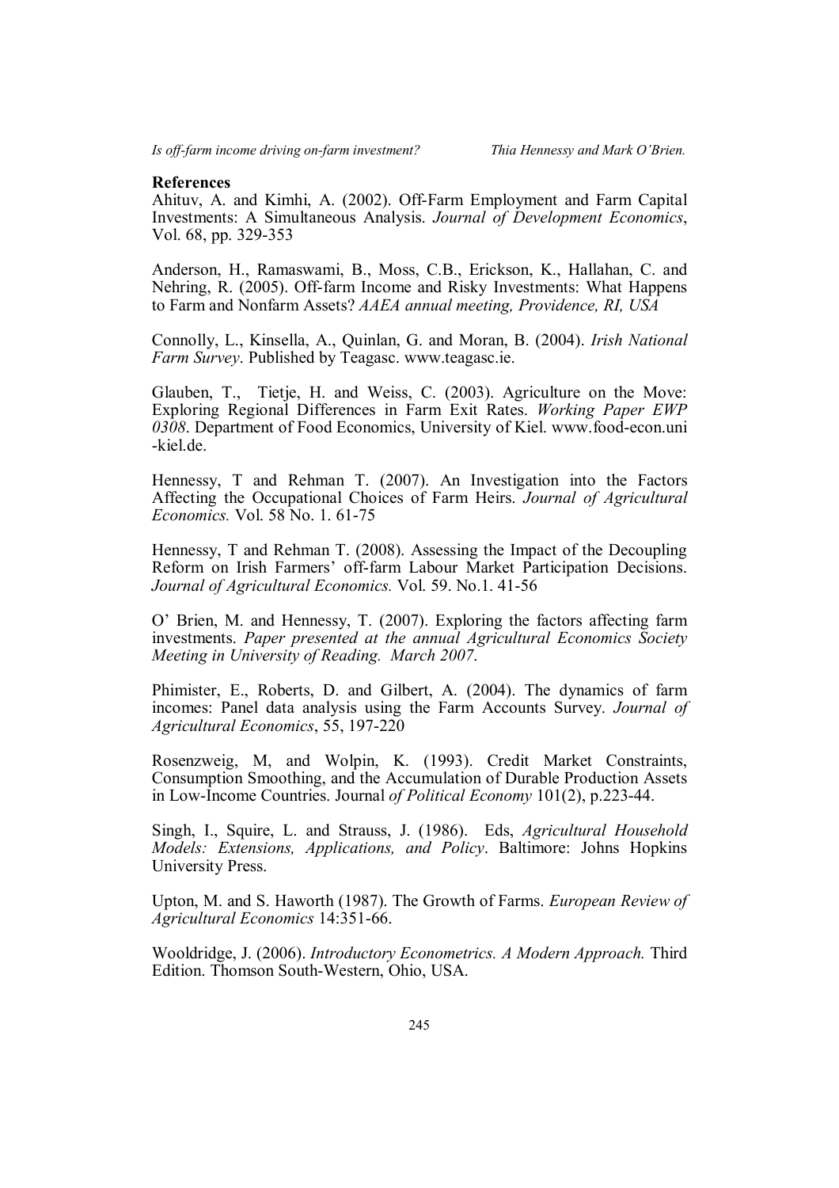**References**

Ahituv, A. and Kimhi, A. (2002). Off-Farm Employment and Farm Capital Investments: A Simultaneous Analysis. *Journal of Development Economics*, Vol. 68, pp. 329-353

Anderson, H., Ramaswami, B., Moss, C.B., Erickson, K., Hallahan, C. and Nehring, R. (2005). Off-farm Income and Risky Investments: What Happens to Farm and Nonfarm Assets? *AAEA annual meeting, Providence, RI, USA*

Connolly, L., Kinsella, A., Quinlan, G. and Moran, B. (2004). *Irish National Farm Survey*. Published by Teagasc. www.teagasc.ie.

Glauben, T., Tietje, H. and Weiss, C. (2003). Agriculture on the Move: Exploring Regional Differences in Farm Exit Rates. *Working Paper EWP 0308*. Department of Food Economics, University of Kiel. www.food-econ.uni-kiel.de.

Hennessy, T and Rehman T. (2007). An Investigation into the Factors Affecting the Occupational Choices of Farm Heirs. *Journal of Agricultural Economics.* Vol. 58 No. 1. 61-75

Hennessy, T and Rehman T. (2008). Assessing the Impact of the Decoupling Reform on Irish Farmers' off-farm Labour Market Participation Decisions. *Journal of Agricultural Economics.* Vol. 59. No.1. 41-56

O' Brien, M. and Hennessy, T. (2007). Exploring the factors affecting farm investments. *Paper presented at the annual Agricultural Economics Society Meeting in University of Reading. March 2007*.

Phimister, E., Roberts, D. and Gilbert, A. (2004). The dynamics of farm incomes: Panel data analysis using the Farm Accounts Survey. *Journal of Agricultural Economics*, 55, 197-220

Rosenzweig, M, and Wolpin, K. (1993). Credit Market Constraints, Consumption Smoothing, and the Accumulation of Durable Production Assets in Low-Income Countries. Journal *of Political Economy* 101(2), p.223-44.

Singh, I., Squire, L. and Strauss, J. (1986). Eds, *Agricultural Household Models: Extensions, Applications, and Policy*. Baltimore: Johns Hopkins University Press.

Upton, M. and S. Haworth (1987). The Growth of Farms. *European Review of Agricultural Economics* 14:351-66.

Wooldridge, J. (2006). *Introductory Econometrics. A Modern Approach.* Third Edition. Thomson South-Western, Ohio, USA.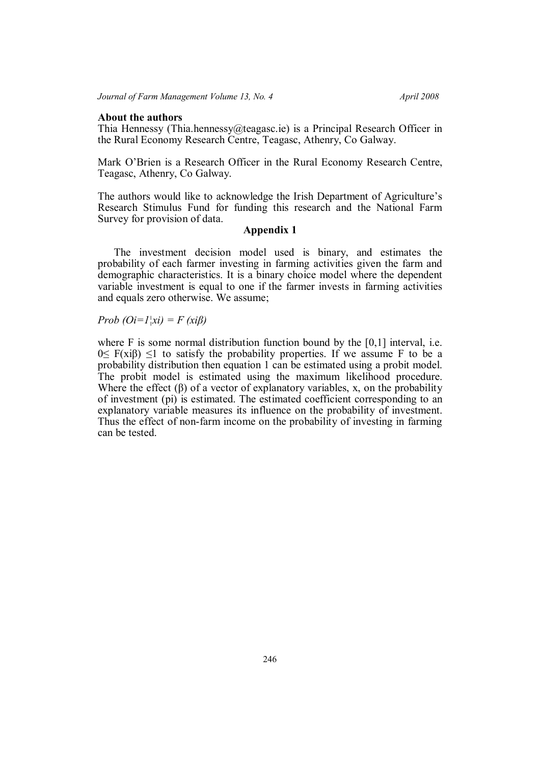**About the authors**

Thia Hennessy (Thia.hennessy@teagasc.ie) is a Principal Research Officer in the Rural Economy Research Centre, Teagasc, Athenry, Co Galway.

Mark O'Brien is a Research Officer in the Rural Economy Research Centre, Teagasc, Athenry, Co Galway.

The authors would like to acknowledge the Irish Department of Agriculture's Research Stimulus Fund for funding this research and the National Farm Survey for provision of data.

## Appendix 1

The investment decision model used is binary, and estimates the probability of each farmer investing in farming activities given the farm and demographic characteristics. It is a binary choice model where the dependent variable investment is equal to one if the farmer invests in farming activities and equals zero otherwise. We assume;

$$Prob\ (O_i=1 \mid x_i) = F\ (x_i\beta)$$

where F is some normal distribution function bound by the [0,1] interval, i.e. $0 \leq F(x_i\beta) \leq 1$ to satisfy the probability properties. If we assume F to be a probability distribution then equation 1 can be estimated using a probit model. The probit model is estimated using the maximum likelihood procedure. Where the effect ($\beta$) of a vector of explanatory variables, x, on the probability of investment ($p_i$) is estimated. The estimated coefficient corresponding to an explanatory variable measures its influence on the probability of investment. Thus the effect of non-farm income on the probability of investing in farming can be tested.